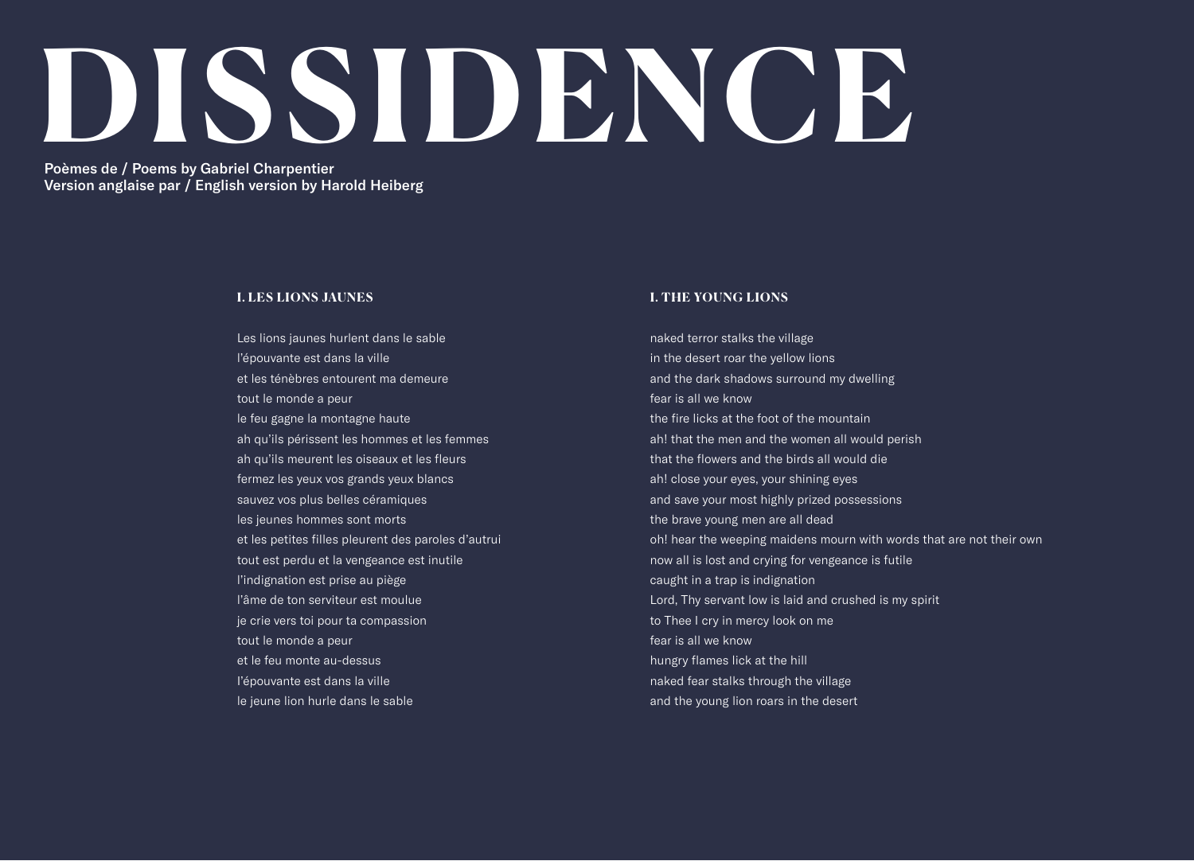# DISSIDENCE

Poèmes de / Poems by Gabriel Charpentier
Version anglaise par / English version by Harold Heiberg

### I. LES LIONS JAUNES

Les lions jaunes hurlent dans le sable
l'épouvante est dans la ville
et les ténèbres entourent ma demeure
tout le monde a peur
le feu gagne la montagne haute
ah qu'ils périssent les hommes et les femmes
ah qu'ils meurent les oiseaux et les fleurs
fermez les yeux vos grands yeux blancs
sauvez vos plus belles céramiques
les jeunes hommes sont morts
et les petites filles pleurent des paroles d'autrui
tout est perdu et la vengeance est inutile
l'indignation est prise au piège
l'âme de ton serviteur est moulue
je crie vers toi pour ta compassion
tout le monde a peur
et le feu monte au-dessus
l'épouvante est dans la ville
le jeune lion hurle dans le sable

### I. THE YOUNG LIONS

naked terror stalks the village
in the desert roar the yellow lions
and the dark shadows surround my dwelling
fear is all we know
the fire licks at the foot of the mountain
ah! that the men and the women all would perish
that the flowers and the birds all would die
ah! close your eyes, your shining eyes
and save your most highly prized possessions
the brave young men are all dead
oh! hear the weeping maidens mourn with words that are not their own
now all is lost and crying for vengeance is futile
caught in a trap is indignation
Lord, Thy servant low is laid and crushed is my spirit
to Thee I cry in mercy look on me
fear is all we know
hungry flames lick at the hill
naked fear stalks through the village
and the young lion roars in the desert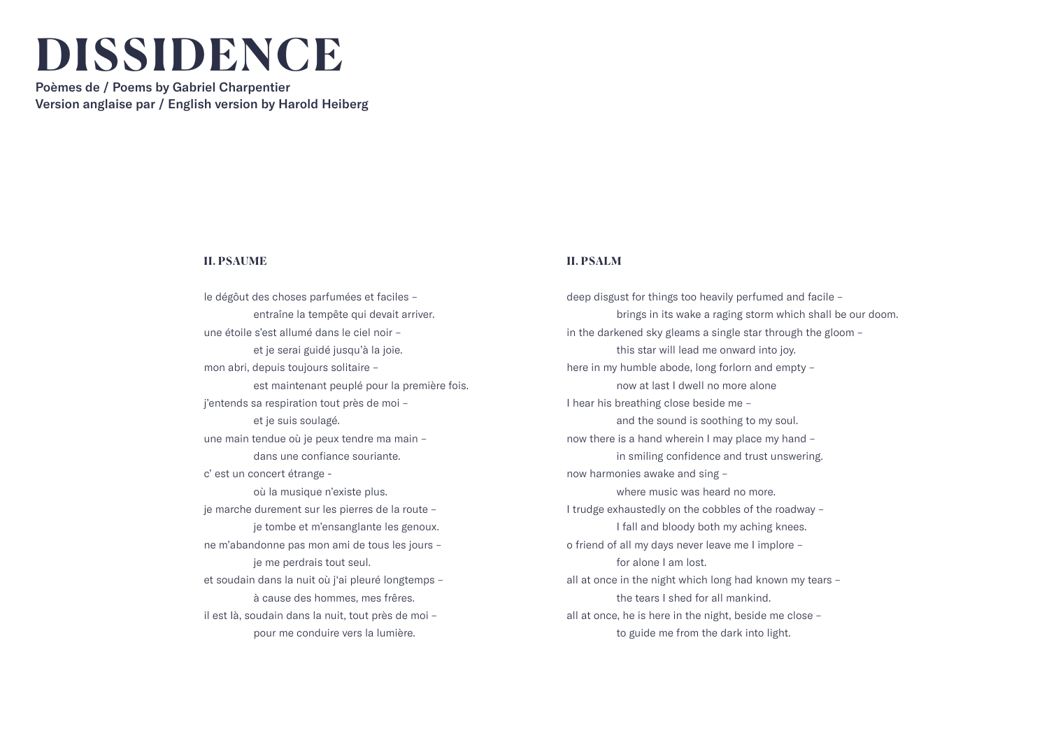# DISSIDENCE

Poèmes de / Poems by Gabriel Charpentier
Version anglaise par / English version by Harold Heiberg

### II. PSAUME

le dégôut des choses parfumées et faciles –
    entraîne la tempête qui devait arriver.
une étoile s'est allumé dans le ciel noir –
    et je serai guidé jusqu'à la joie.
mon abri, depuis toujours solitaire –
    est maintenant peuplé pour la première fois.
j'entends sa respiration tout près de moi –
    et je suis soulagé.
une main tendue où je peux tendre ma main –
    dans une confiance souriante.
c' est un concert étrange -
    où la musique n'existe plus.
je marche durement sur les pierres de la route –
    je tombe et m'ensanglante les genoux.
ne m'abandonne pas mon ami de tous les jours –
    je me perdrais tout seul.
et soudain dans la nuit où j'ai pleuré longtemps –
    à cause des hommes, mes frêres.
il est là, soudain dans la nuit, tout près de moi –
    pour me conduire vers la lumière.

### II. PSALM

deep disgust for things too heavily perfumed and facile –
    brings in its wake a raging storm which shall be our doom.
in the darkened sky gleams a single star through the gloom –
    this star will lead me onward into joy.
here in my humble abode, long forlorn and empty –
    now at last I dwell no more alone
I hear his breathing close beside me –
    and the sound is soothing to my soul.
now there is a hand wherein I may place my hand –
    in smiling confidence and trust unswering.
now harmonies awake and sing –
    where music was heard no more.
I trudge exhaustedly on the cobbles of the roadway –
    I fall and bloody both my aching knees.
o friend of all my days never leave me I implore –
    for alone I am lost.
all at once in the night which long had known my tears –
    the tears I shed for all mankind.
all at once, he is here in the night, beside me close –
    to guide me from the dark into light.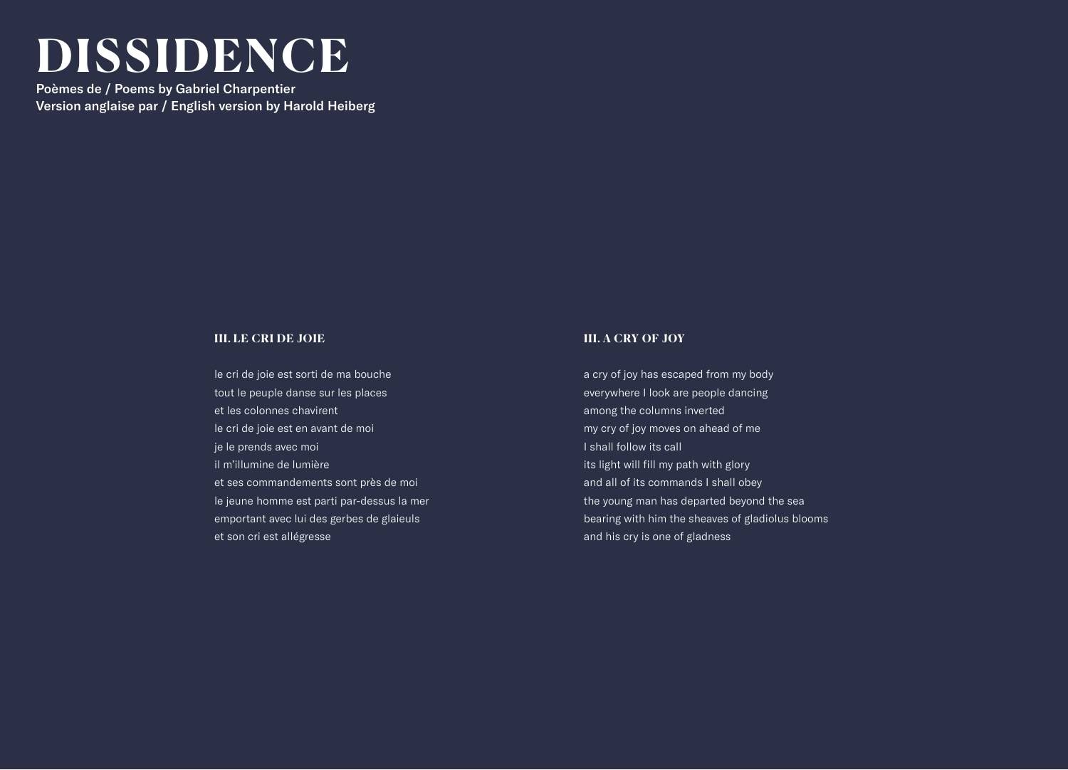# DISSIDENCE

Poèmes de / Poems by Gabriel Charpentier
Version anglaise par / English version by Harold Heiberg

### III. LE CRI DE JOIE

le cri de joie est sorti de ma bouche
tout le peuple danse sur les places
et les colonnes chavirent
le cri de joie est en avant de moi
je le prends avec moi
il m'illumine de lumière
et ses commandements sont près de moi
le jeune homme est parti par-dessus la mer
emportant avec lui des gerbes de glaieuls
et son cri est allégresse

### III. A CRY OF JOY

a cry of joy has escaped from my body
everywhere I look are people dancing
among the columns inverted
my cry of joy moves on ahead of me
I shall follow its call
its light will fill my path with glory
and all of its commands I shall obey
the young man has departed beyond the sea
bearing with him the sheaves of gladiolus blooms
and his cry is one of gladness